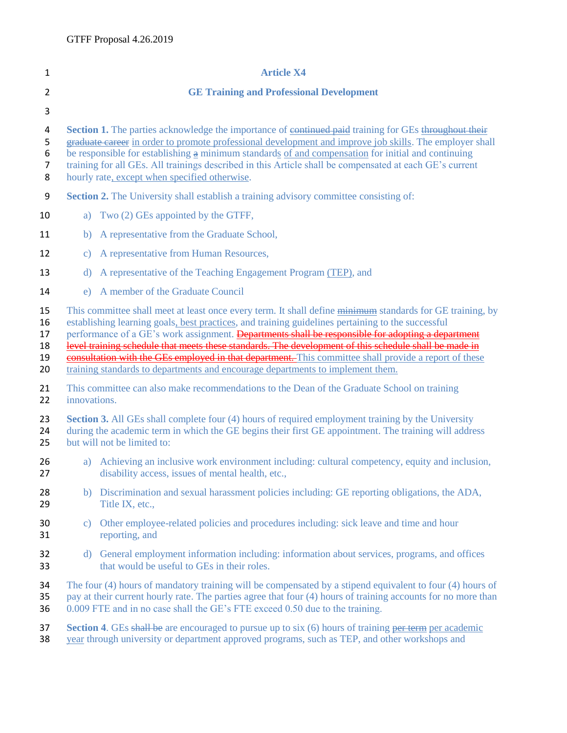# Article X4

## GE Training and Professional Development

**Section 1.** The parties acknowledge the importance of ~~continued paid~~ training for GEs ~~throughout their graduate career~~ in order to promote professional development and improve job skills. The employer shall be responsible for establishing ~~a~~ minimum standards of and compensation for initial and continuing training for all GEs. All trainings described in this Article shall be compensated at each GE's current hourly rate, except when specified otherwise.

**Section 2.** The University shall establish a training advisory committee consisting of:

a) Two (2) GEs appointed by the GTFF,

b) A representative from the Graduate School,

c) A representative from Human Resources,

d) A representative of the Teaching Engagement Program (TEP), and

e) A member of the Graduate Council

This committee shall meet at least once every term. It shall define ~~minimum~~ standards for GE training, by establishing learning goals, best practices, and training guidelines pertaining to the successful performance of a GE's work assignment. ~~Departments shall be responsible for adopting a department level training schedule that meets these standards. The development of this schedule shall be made in consultation with the GEs employed in that department.~~ This committee shall provide a report of these training standards to departments and encourage departments to implement them.

This committee can also make recommendations to the Dean of the Graduate School on training innovations.

**Section 3.** All GEs shall complete four (4) hours of required employment training by the University during the academic term in which the GE begins their first GE appointment. The training will address but will not be limited to:

a) Achieving an inclusive work environment including: cultural competency, equity and inclusion, disability access, issues of mental health, etc.,

b) Discrimination and sexual harassment policies including: GE reporting obligations, the ADA, Title IX, etc.,

c) Other employee-related policies and procedures including: sick leave and time and hour reporting, and

d) General employment information including: information about services, programs, and offices that would be useful to GEs in their roles.

The four (4) hours of mandatory training will be compensated by a stipend equivalent to four (4) hours of pay at their current hourly rate. The parties agree that four (4) hours of training accounts for no more than 0.009 FTE and in no case shall the GE's FTE exceed 0.50 due to the training.

**Section 4**. GEs ~~shall be~~ are encouraged to pursue up to six (6) hours of training ~~per term~~ per academic year through university or department approved programs, such as TEP, and other workshops and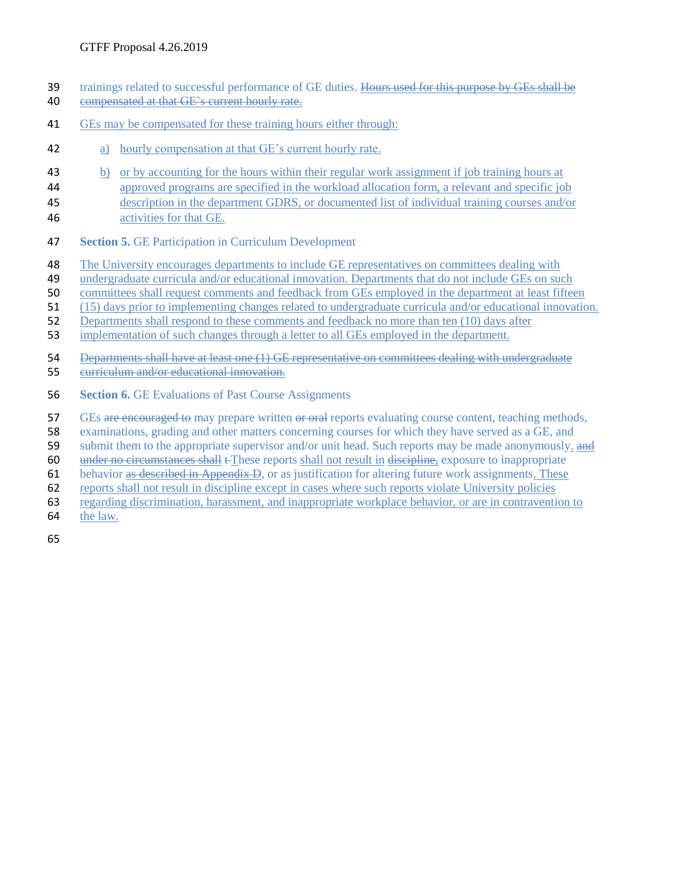trainings related to successful performance of GE duties. ~~Hours used for this purpose by GEs shall be compensated at that GE's current hourly rate.~~

GEs may be compensated for these training hours either through:

a) hourly compensation at that GE's current hourly rate.

b) or by accounting for the hours within their regular work assignment if job training hours at approved programs are specified in the workload allocation form, a relevant and specific job description in the department GDRS, or documented list of individual training courses and/or activities for that GE.

**Section 5.** GE Participation in Curriculum Development

The University encourages departments to include GE representatives on committees dealing with undergraduate curricula and/or educational innovation. Departments that do not include GEs on such committees shall request comments and feedback from GEs employed in the department at least fifteen (15) days prior to implementing changes related to undergraduate curricula and/or educational innovation. Departments shall respond to these comments and feedback no more than ten (10) days after implementation of such changes through a letter to all GEs employed in the department.

~~Departments shall have at least one (1) GE representative on committees dealing with undergraduate curriculum and/or educational innovation.~~

**Section 6.** GE Evaluations of Past Course Assignments

GEs ~~are encouraged to~~ may prepare written ~~or oral~~ reports evaluating course content, teaching methods, examinations, grading and other matters concerning courses for which they have served as a GE, and submit them to the appropriate supervisor and/or unit head. Such reports may be made anonymously. ~~and under no circumstances shall t~~ These reports shall not result in ~~discipline,~~ exposure to inappropriate behavior ~~as described in Appendix D~~, or as justification for altering future work assignments. These reports shall not result in discipline except in cases where such reports violate University policies regarding discrimination, harassment, and inappropriate workplace behavior, or are in contravention to the law.